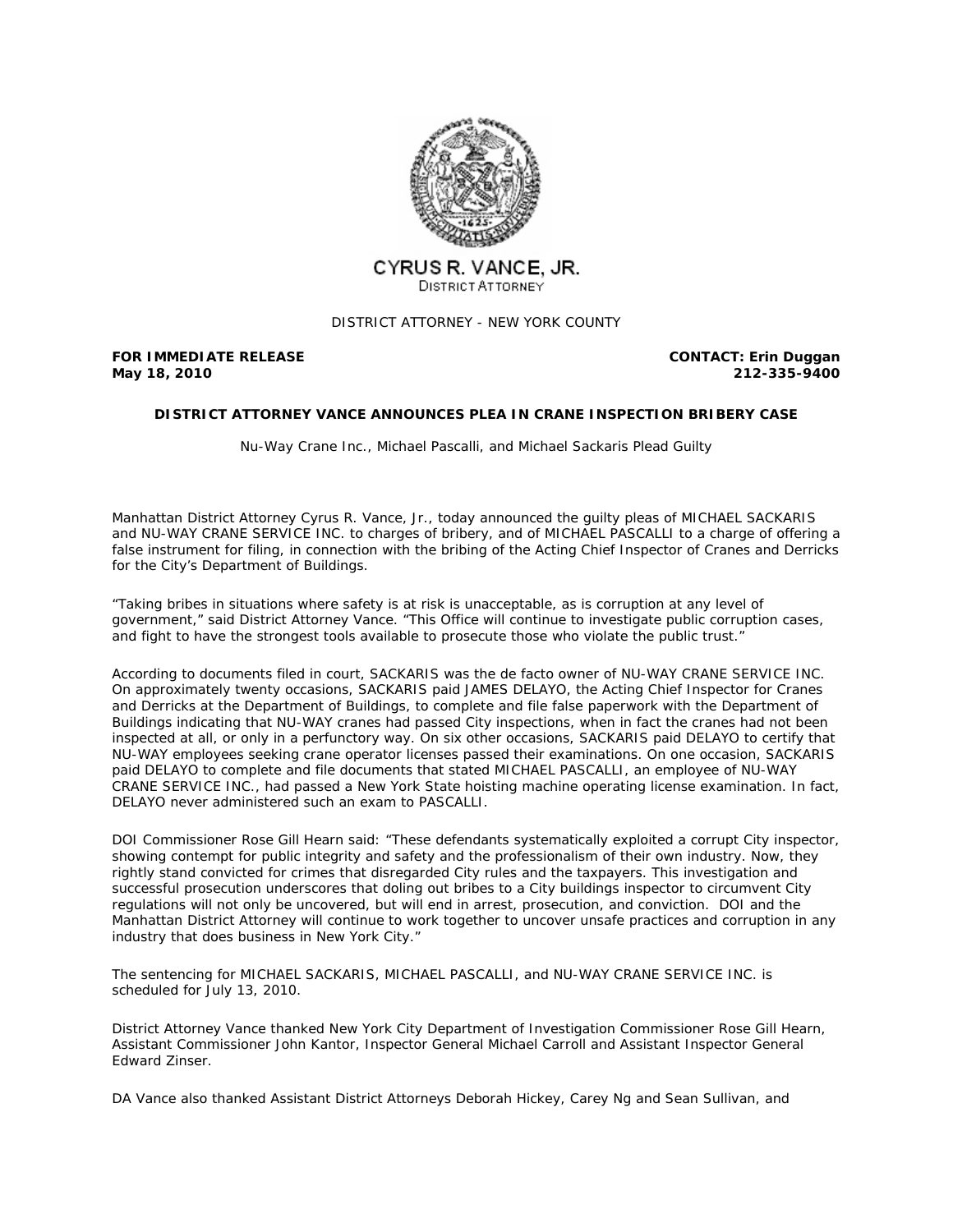CYRUS R. VANCE, JR.
DISTRICT ATTORNEY

DISTRICT ATTORNEY - NEW YORK COUNTY

**FOR IMMEDIATE RELEASE**
**May 18, 2010**

**CONTACT: Erin Duggan**
**212-335-9400**

**DISTRICT ATTORNEY VANCE ANNOUNCES PLEA IN CRANE INSPECTION BRIBERY CASE**

Nu-Way Crane Inc., Michael Pascalli, and Michael Sackaris Plead Guilty

Manhattan District Attorney Cyrus R. Vance, Jr., today announced the guilty pleas of MICHAEL SACKARIS and NU-WAY CRANE SERVICE INC. to charges of bribery, and of MICHAEL PASCALLI to a charge of offering a false instrument for filing, in connection with the bribing of the Acting Chief Inspector of Cranes and Derricks for the City's Department of Buildings.

"Taking bribes in situations where safety is at risk is unacceptable, as is corruption at any level of government," said District Attorney Vance. "This Office will continue to investigate public corruption cases, and fight to have the strongest tools available to prosecute those who violate the public trust."

According to documents filed in court, SACKARIS was the de facto owner of NU-WAY CRANE SERVICE INC. On approximately twenty occasions, SACKARIS paid JAMES DELAYO, the Acting Chief Inspector for Cranes and Derricks at the Department of Buildings, to complete and file false paperwork with the Department of Buildings indicating that NU-WAY cranes had passed City inspections, when in fact the cranes had not been inspected at all, or only in a perfunctory way. On six other occasions, SACKARIS paid DELAYO to certify that NU-WAY employees seeking crane operator licenses passed their examinations. On one occasion, SACKARIS paid DELAYO to complete and file documents that stated MICHAEL PASCALLI, an employee of NU-WAY CRANE SERVICE INC., had passed a New York State hoisting machine operating license examination. In fact, DELAYO never administered such an exam to PASCALLI.

DOI Commissioner Rose Gill Hearn said: "These defendants systematically exploited a corrupt City inspector, showing contempt for public integrity and safety and the professionalism of their own industry. Now, they rightly stand convicted for crimes that disregarded City rules and the taxpayers. This investigation and successful prosecution underscores that doling out bribes to a City buildings inspector to circumvent City regulations will not only be uncovered, but will end in arrest, prosecution, and conviction. DOI and the Manhattan District Attorney will continue to work together to uncover unsafe practices and corruption in any industry that does business in New York City."

The sentencing for MICHAEL SACKARIS, MICHAEL PASCALLI, and NU-WAY CRANE SERVICE INC. is scheduled for July 13, 2010.

District Attorney Vance thanked New York City Department of Investigation Commissioner Rose Gill Hearn, Assistant Commissioner John Kantor, Inspector General Michael Carroll and Assistant Inspector General Edward Zinser.

DA Vance also thanked Assistant District Attorneys Deborah Hickey, Carey Ng and Sean Sullivan, and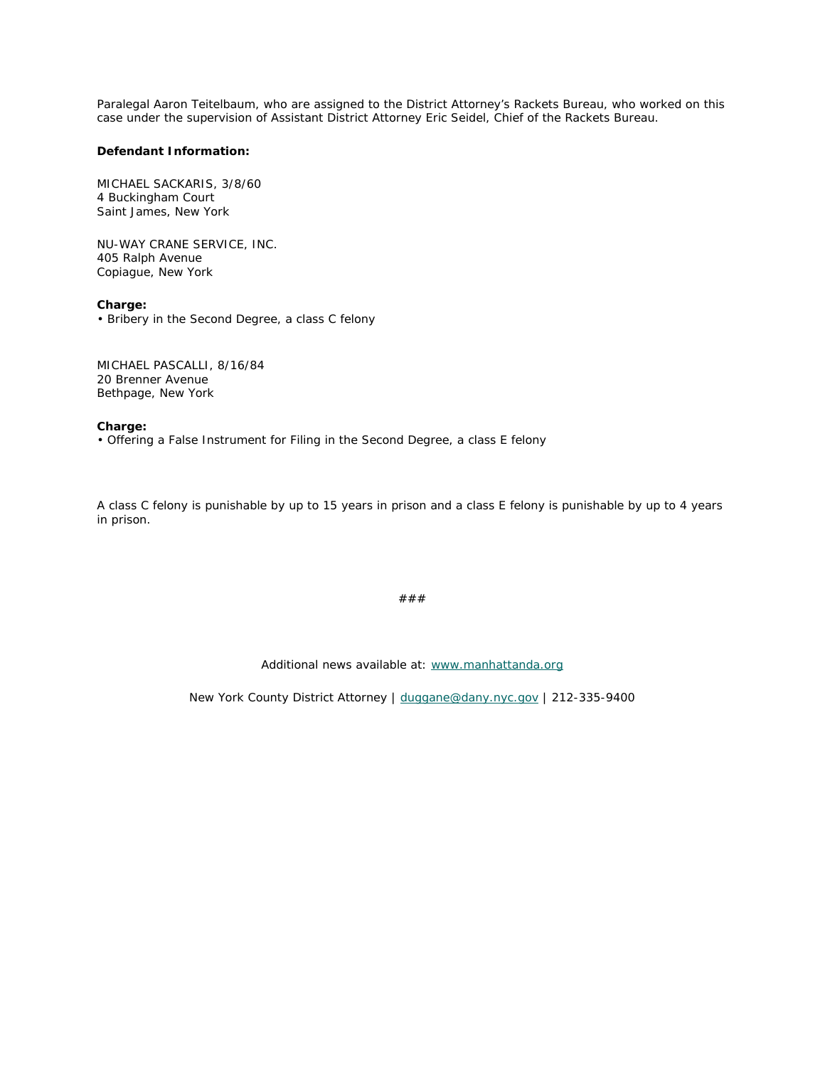Paralegal Aaron Teitelbaum, who are assigned to the District Attorney's Rackets Bureau, who worked on this case under the supervision of Assistant District Attorney Eric Seidel, Chief of the Rackets Bureau.

**Defendant Information:**

MICHAEL SACKARIS, 3/8/60
4 Buckingham Court
Saint James, New York

NU-WAY CRANE SERVICE, INC.
405 Ralph Avenue
Copiague, New York

**Charge:**
• Bribery in the Second Degree, a class C felony

MICHAEL PASCALLI, 8/16/84
20 Brenner Avenue
Bethpage, New York

**Charge:**
• Offering a False Instrument for Filing in the Second Degree, a class E felony

A class C felony is punishable by up to 15 years in prison and a class E felony is punishable by up to 4 years in prison.

###

Additional news available at: www.manhattanda.org

New York County District Attorney | duggane@dany.nyc.gov | 212-335-9400